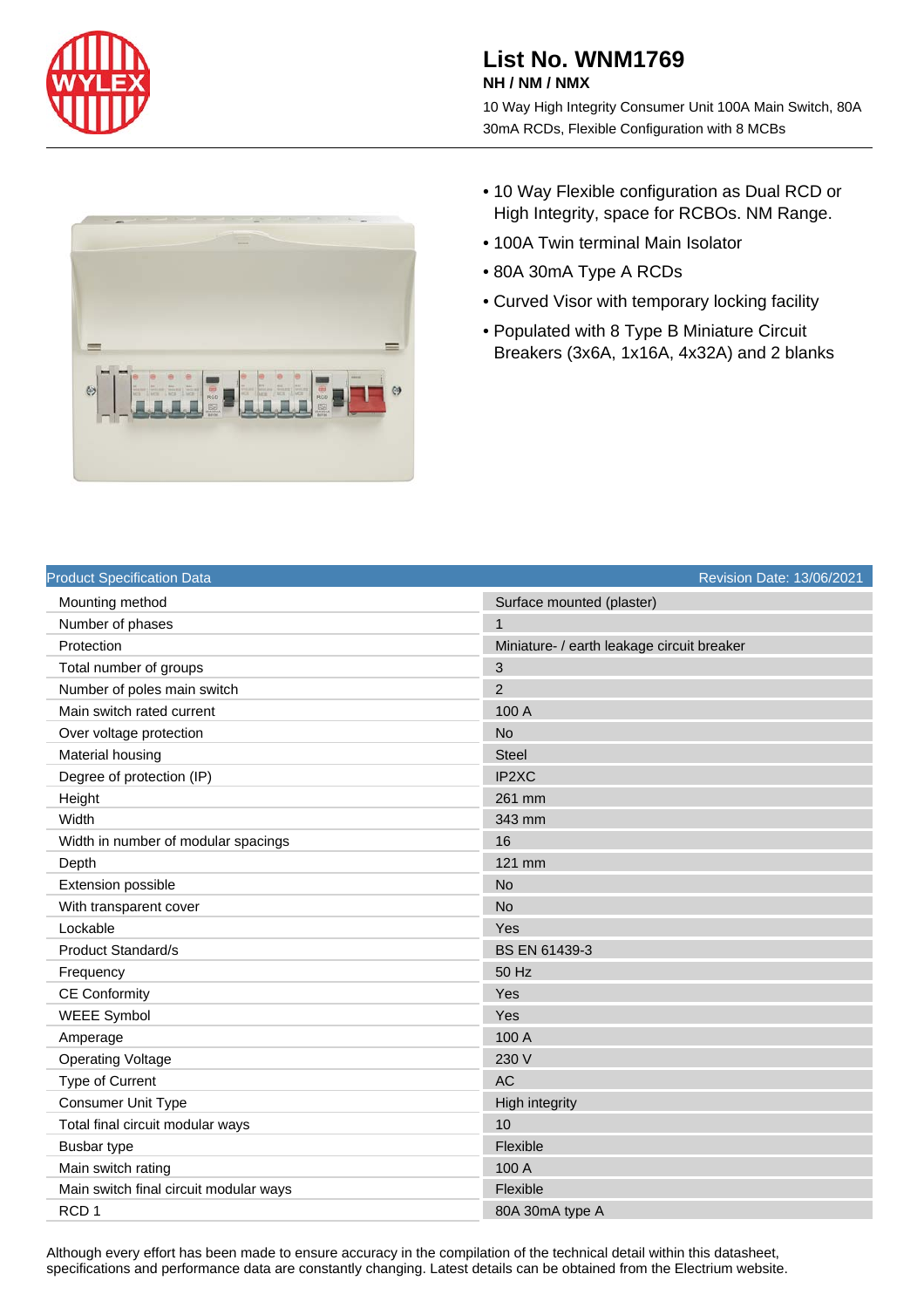# List No. WNM1769

**NH / NM / NMX**

10 Way High Integrity Consumer Unit 100A Main Switch, 80A 30mA RCDs, Flexible Configuration with 8 MCBs

- 10 Way Flexible configuration as Dual RCD or High Integrity, space for RCBOs. NM Range.
- 100A Twin terminal Main Isolator
- 80A 30mA Type A RCDs
- Curved Visor with temporary locking facility
- Populated with 8 Type B Miniature Circuit Breakers (3x6A, 1x16A, 4x32A) and 2 blanks

| Product Specification Data | Revision Date: 13/06/2021 |
| --- | --- |
| Mounting method | Surface mounted (plaster) |
| Number of phases | 1 |
| Protection | Miniature- / earth leakage circuit breaker |
| Total number of groups | 3 |
| Number of poles main switch | 2 |
| Main switch rated current | 100 A |
| Over voltage protection | No |
| Material housing | Steel |
| Degree of protection (IP) | IP2XC |
| Height | 261 mm |
| Width | 343 mm |
| Width in number of modular spacings | 16 |
| Depth | 121 mm |
| Extension possible | No |
| With transparent cover | No |
| Lockable | Yes |
| Product Standard/s | BS EN 61439-3 |
| Frequency | 50 Hz |
| CE Conformity | Yes |
| WEEE Symbol | Yes |
| Amperage | 100 A |
| Operating Voltage | 230 V |
| Type of Current | AC |
| Consumer Unit Type | High integrity |
| Total final circuit modular ways | 10 |
| Busbar type | Flexible |
| Main switch rating | 100 A |
| Main switch final circuit modular ways | Flexible |
| RCD 1 | 80A 30mA type A |

Although every effort has been made to ensure accuracy in the compilation of the technical detail within this datasheet, specifications and performance data are constantly changing. Latest details can be obtained from the Electrium website.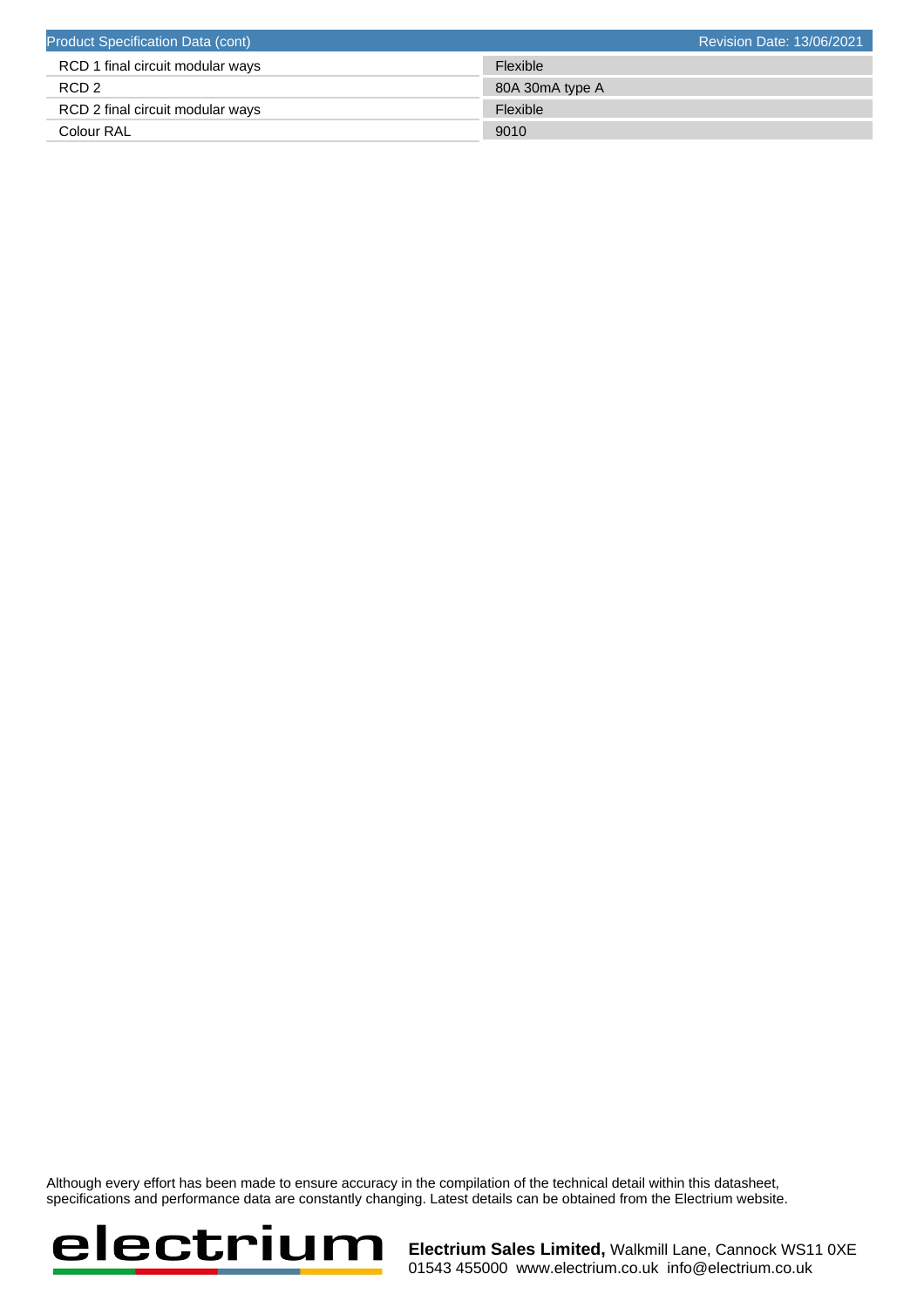## Product Specification Data (cont)

Revision Date: 13/06/2021

| | |
|---|---|
| RCD 1 final circuit modular ways | Flexible |
| RCD 2 | 80A 30mA type A |
| RCD 2 final circuit modular ways | Flexible |
| Colour RAL | 9010 |

Although every effort has been made to ensure accuracy in the compilation of the technical detail within this datasheet, specifications and performance data are constantly changing. Latest details can be obtained from the Electrium website.

electrium

**Electrium Sales Limited,** Walkmill Lane, Cannock WS11 0XE
01543 455000 www.electrium.co.uk info@electrium.co.uk